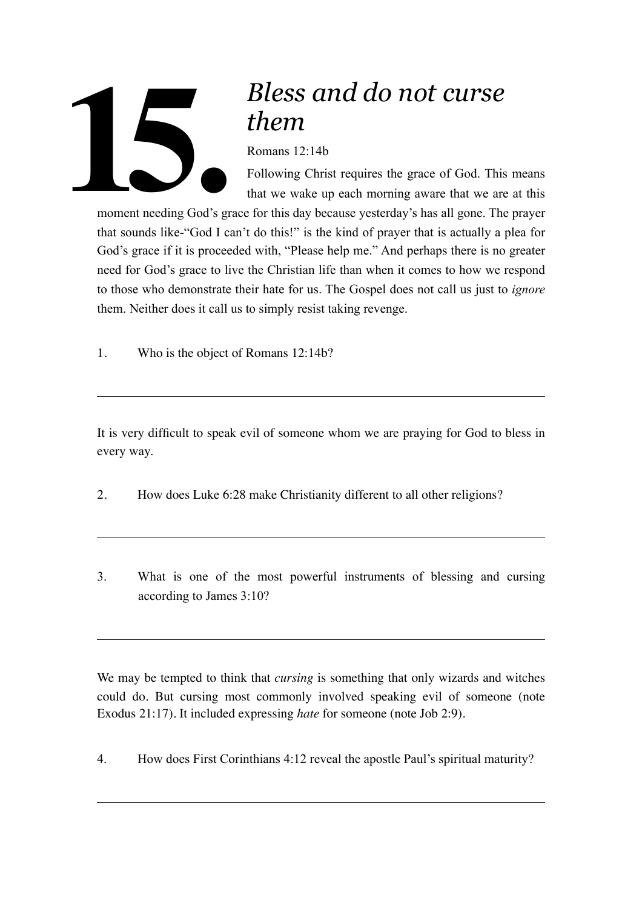# 15. *Bless and do not curse them*

Romans 12:14b

Following Christ requires the grace of God. This means that we wake up each morning aware that we are at this moment needing God's grace for this day because yesterday's has all gone. The prayer that sounds like-"God I can't do this!" is the kind of prayer that is actually a plea for God's grace if it is proceeded with, "Please help me." And perhaps there is no greater need for God's grace to live the Christian life than when it comes to how we respond to those who demonstrate their hate for us. The Gospel does not call us just to *ignore* them. Neither does it call us to simply resist taking revenge.

1. Who is the object of Romans 12:14b?

---

It is very difficult to speak evil of someone whom we are praying for God to bless in every way.

2. How does Luke 6:28 make Christianity different to all other religions?

---

3. What is one of the most powerful instruments of blessing and cursing according to James 3:10?

---

We may be tempted to think that *cursing* is something that only wizards and witches could do. But cursing most commonly involved speaking evil of someone (note Exodus 21:17). It included expressing *hate* for someone (note Job 2:9).

4. How does First Corinthians 4:12 reveal the apostle Paul's spiritual maturity?

---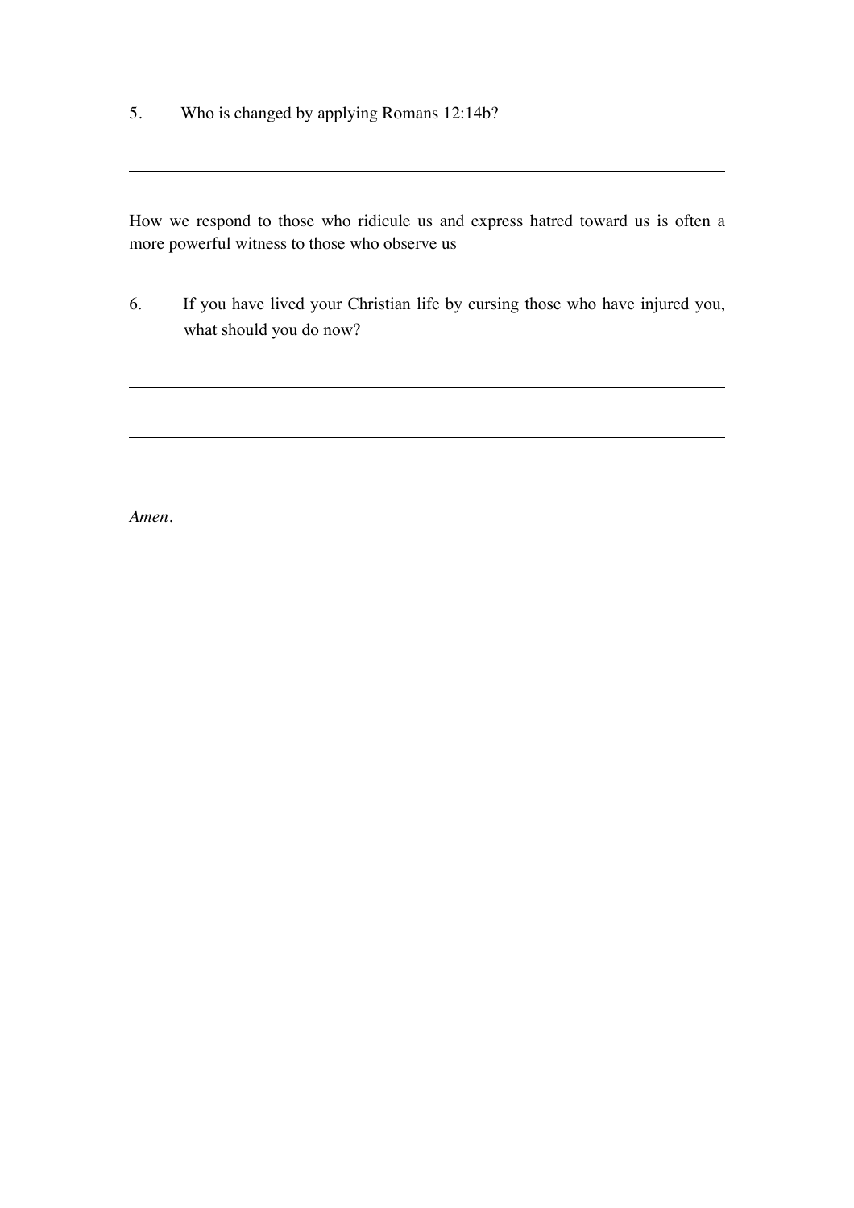5. Who is changed by applying Romans 12:14b?

\_\_\_\_\_\_\_\_\_\_\_\_\_\_\_\_\_\_\_\_\_\_\_\_\_\_\_\_\_\_\_\_\_\_\_\_\_\_\_\_\_\_\_\_\_\_\_\_\_\_\_\_\_\_\_\_\_\_\_\_

How we respond to those who ridicule us and express hatred toward us is often a more powerful witness to those who observe us

6. If you have lived your Christian life by cursing those who have injured you, what should you do now?

\_\_\_\_\_\_\_\_\_\_\_\_\_\_\_\_\_\_\_\_\_\_\_\_\_\_\_\_\_\_\_\_\_\_\_\_\_\_\_\_\_\_\_\_\_\_\_\_\_\_\_\_\_\_\_\_\_\_\_\_

\_\_\_\_\_\_\_\_\_\_\_\_\_\_\_\_\_\_\_\_\_\_\_\_\_\_\_\_\_\_\_\_\_\_\_\_\_\_\_\_\_\_\_\_\_\_\_\_\_\_\_\_\_\_\_\_\_\_\_\_

*Amen.*